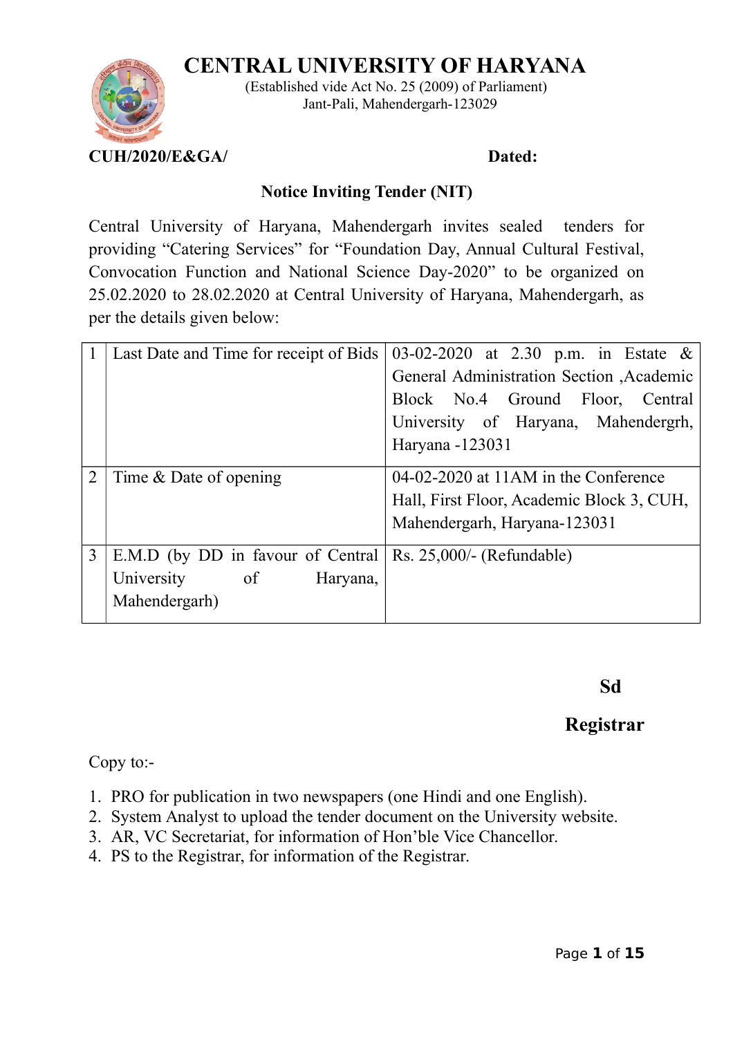# CENTRAL UNIVERSITY OF HARYANA

(Established vide Act No. 25 (2009) of Parliament)
Jant-Pali, Mahendergarh-123029

**CUH/2020/E&GA/** **Dated:**

**Notice Inviting Tender (NIT)**

Central University of Haryana, Mahendergarh invites sealed tenders for providing “Catering Services” for “Foundation Day, Annual Cultural Festival, Convocation Function and National Science Day-2020” to be organized on 25.02.2020 to 28.02.2020 at Central University of Haryana, Mahendergarh, as per the details given below:

| | | |
|---|---|---|
| 1 | Last Date and Time for receipt of Bids | 03-02-2020 at 2.30 p.m. in Estate & General Administration Section ,Academic Block No.4 Ground Floor, Central University of Haryana, Mahendergrh, Haryana -123031 |
| 2 | Time & Date of opening | 04-02-2020 at 11AM in the Conference Hall, First Floor, Academic Block 3, CUH, Mahendergarh, Haryana-123031 |
| 3 | E.M.D (by DD in favour of Central University of Haryana, Mahendergarh) | Rs. 25,000/- (Refundable) |

**Sd**

**Registrar**

Copy to:-

1. PRO for publication in two newspapers (one Hindi and one English).
2. System Analyst to upload the tender document on the University website.
3. AR, VC Secretariat, for information of Hon’ble Vice Chancellor.
4. PS to the Registrar, for information of the Registrar.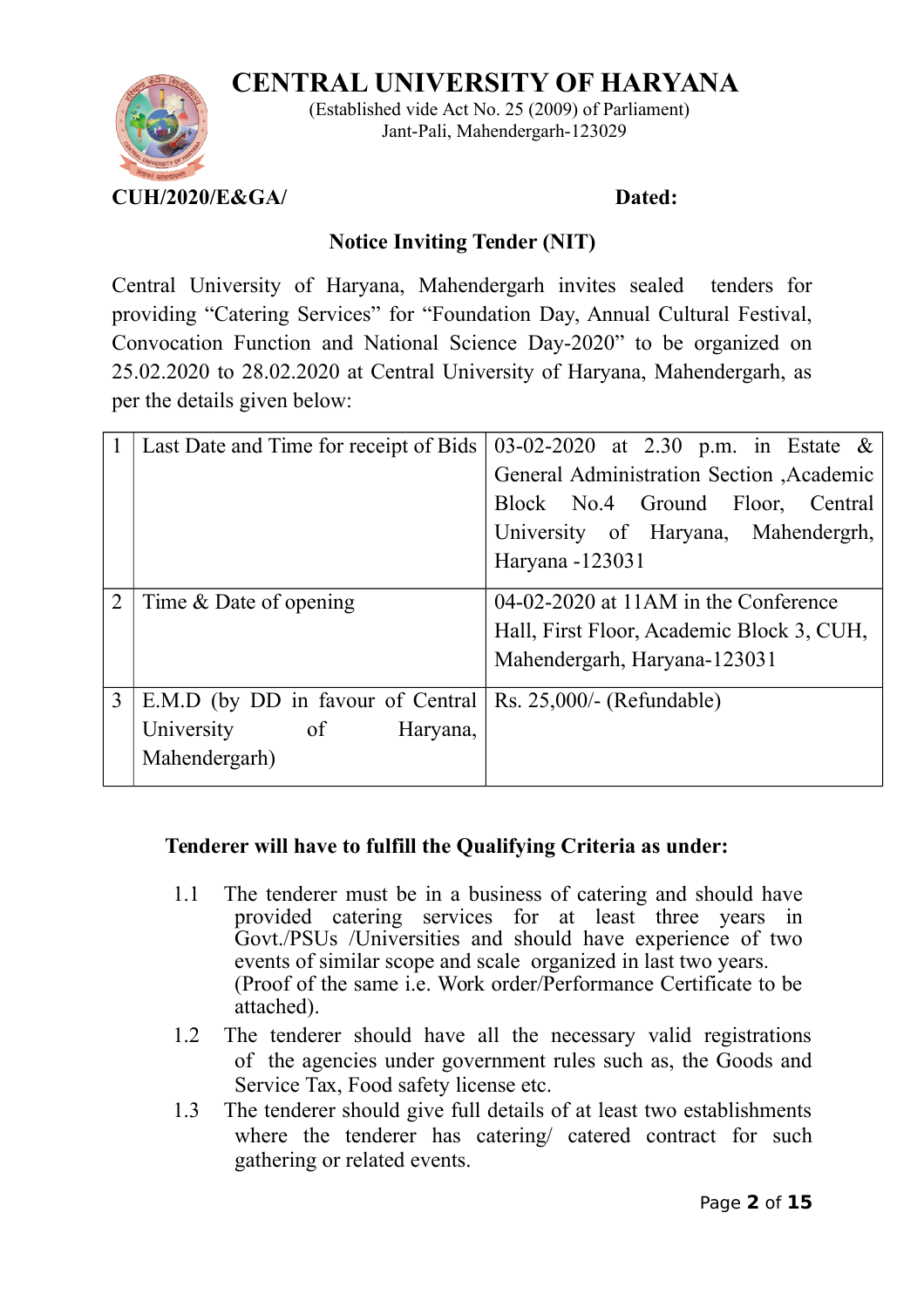# CENTRAL UNIVERSITY OF HARYANA

(Established vide Act No. 25 (2009) of Parliament)
Jant-Pali, Mahendergarh-123029

**CUH/2020/E&GA/** **Dated:**

## Notice Inviting Tender (NIT)

Central University of Haryana, Mahendergarh invites sealed tenders for providing “Catering Services” for “Foundation Day, Annual Cultural Festival, Convocation Function and National Science Day-2020” to be organized on 25.02.2020 to 28.02.2020 at Central University of Haryana, Mahendergarh, as per the details given below:

| | | |
|---|---|---|
| 1 | Last Date and Time for receipt of Bids | 03-02-2020 at 2.30 p.m. in Estate & General Administration Section ,Academic Block No.4 Ground Floor, Central University of Haryana, Mahendergrh, Haryana -123031 |
| 2 | Time & Date of opening | 04-02-2020 at 11AM in the Conference Hall, First Floor, Academic Block 3, CUH, Mahendergarh, Haryana-123031 |
| 3 | E.M.D (by DD in favour of Central University of Haryana, Mahendergarh) | Rs. 25,000/- (Refundable) |

**Tenderer will have to fulfill the Qualifying Criteria as under:**

1.1 The tenderer must be in a business of catering and should have provided catering services for at least three years in Govt./PSUs /Universities and should have experience of two events of similar scope and scale organized in last two years. (Proof of the same i.e. Work order/Performance Certificate to be attached).

1.2 The tenderer should have all the necessary valid registrations of the agencies under government rules such as, the Goods and Service Tax, Food safety license etc.

1.3 The tenderer should give full details of at least two establishments where the tenderer has catering/ catered contract for such gathering or related events.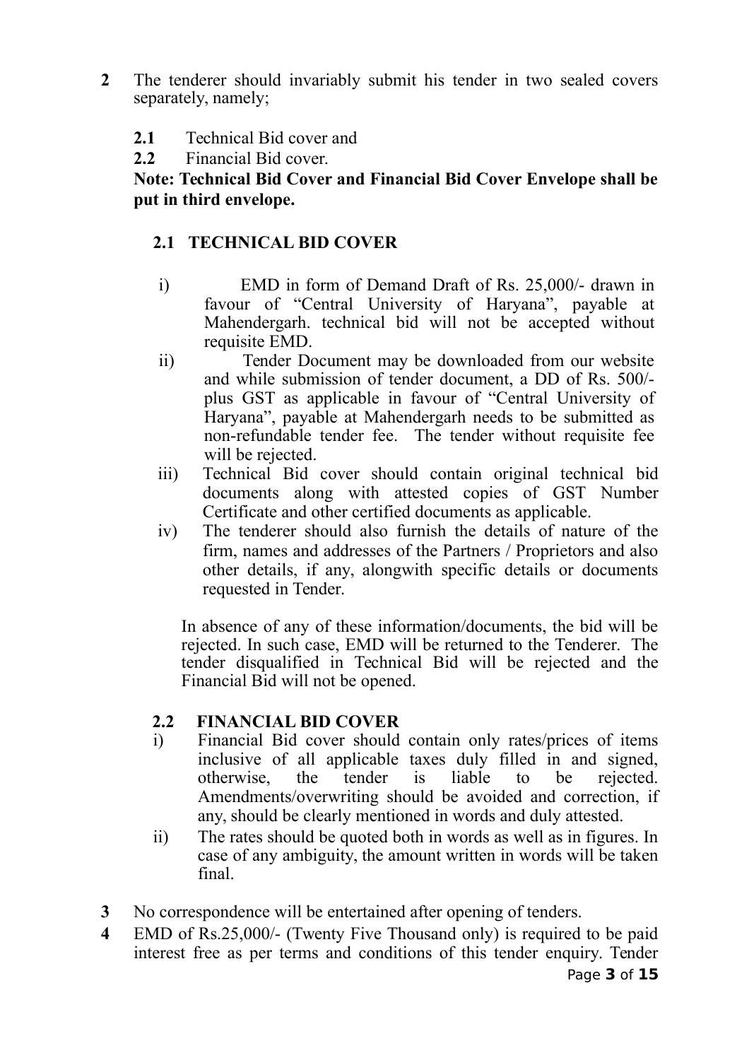**2** The tenderer should invariably submit his tender in two sealed covers separately, namely;

**2.1** Technical Bid cover and

**2.2** Financial Bid cover.

**Note: Technical Bid Cover and Financial Bid Cover Envelope shall be put in third envelope.**

**2.1 TECHNICAL BID COVER**

i) EMD in form of Demand Draft of Rs. 25,000/- drawn in favour of "Central University of Haryana", payable at Mahendergarh. technical bid will not be accepted without requisite EMD.

ii) Tender Document may be downloaded from our website and while submission of tender document, a DD of Rs. 500/- plus GST as applicable in favour of "Central University of Haryana", payable at Mahendergarh needs to be submitted as non-refundable tender fee. The tender without requisite fee will be rejected.

iii) Technical Bid cover should contain original technical bid documents along with attested copies of GST Number Certificate and other certified documents as applicable.

iv) The tenderer should also furnish the details of nature of the firm, names and addresses of the Partners / Proprietors and also other details, if any, alongwith specific details or documents requested in Tender.

In absence of any of these information/documents, the bid will be rejected. In such case, EMD will be returned to the Tenderer. The tender disqualified in Technical Bid will be rejected and the Financial Bid will not be opened.

**2.2 FINANCIAL BID COVER**

i) Financial Bid cover should contain only rates/prices of items inclusive of all applicable taxes duly filled in and signed, otherwise, the tender is liable to be rejected. Amendments/overwriting should be avoided and correction, if any, should be clearly mentioned in words and duly attested.

ii) The rates should be quoted both in words as well as in figures. In case of any ambiguity, the amount written in words will be taken final.

**3** No correspondence will be entertained after opening of tenders.

**4** EMD of Rs.25,000/- (Twenty Five Thousand only) is required to be paid interest free as per terms and conditions of this tender enquiry. Tender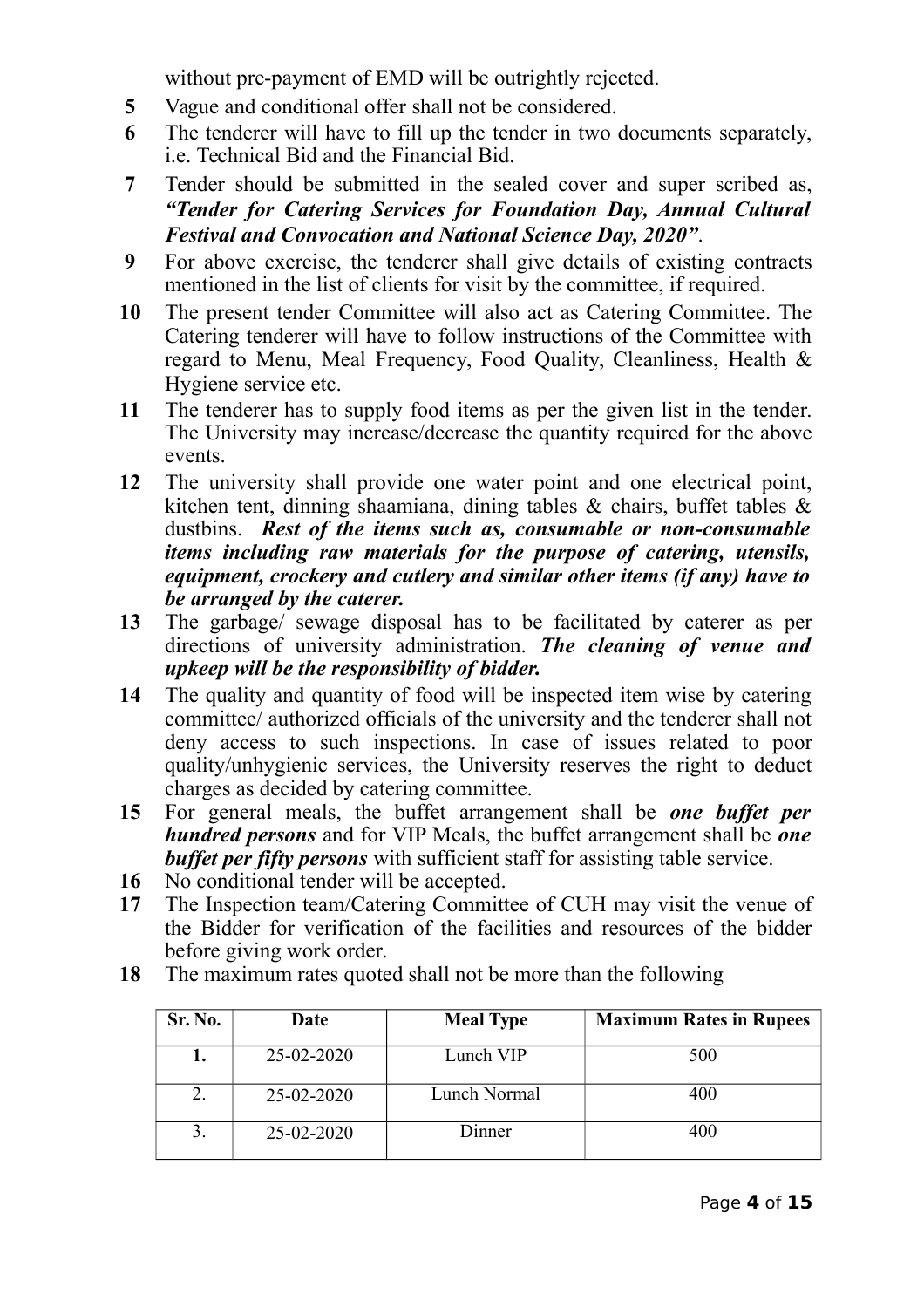without pre-payment of EMD will be outrightly rejected.

**5** Vague and conditional offer shall not be considered.

**6** The tenderer will have to fill up the tender in two documents separately, i.e. Technical Bid and the Financial Bid.

**7** Tender should be submitted in the sealed cover and super scribed as, ***"Tender for Catering Services for Foundation Day, Annual Cultural Festival and Convocation and National Science Day, 2020"***.

**9** For above exercise, the tenderer shall give details of existing contracts mentioned in the list of clients for visit by the committee, if required.

**10** The present tender Committee will also act as Catering Committee. The Catering tenderer will have to follow instructions of the Committee with regard to Menu, Meal Frequency, Food Quality, Cleanliness, Health & Hygiene service etc.

**11** The tenderer has to supply food items as per the given list in the tender. The University may increase/decrease the quantity required for the above events.

**12** The university shall provide one water point and one electrical point, kitchen tent, dinning shaamiana, dining tables & chairs, buffet tables & dustbins. ***Rest of the items such as, consumable or non-consumable items including raw materials for the purpose of catering, utensils, equipment, crockery and cutlery and similar other items (if any) have to be arranged by the caterer.***

**13** The garbage/ sewage disposal has to be facilitated by caterer as per directions of university administration. ***The cleaning of venue and upkeep will be the responsibility of bidder.***

**14** The quality and quantity of food will be inspected item wise by catering committee/ authorized officials of the university and the tenderer shall not deny access to such inspections. In case of issues related to poor quality/unhygienic services, the University reserves the right to deduct charges as decided by catering committee.

**15** For general meals, the buffet arrangement shall be ***one buffet per hundred persons*** and for VIP Meals, the buffet arrangement shall be ***one buffet per fifty persons*** with sufficient staff for assisting table service.

**16** No conditional tender will be accepted.

**17** The Inspection team/Catering Committee of CUH may visit the venue of the Bidder for verification of the facilities and resources of the bidder before giving work order.

**18** The maximum rates quoted shall not be more than the following

| Sr. No. | Date | Meal Type | Maximum Rates in Rupees |
|---|---|---|---|
| **1.** | 25-02-2020 | Lunch VIP | 500 |
| 2. | 25-02-2020 | Lunch Normal | 400 |
| 3. | 25-02-2020 | Dinner | 400 |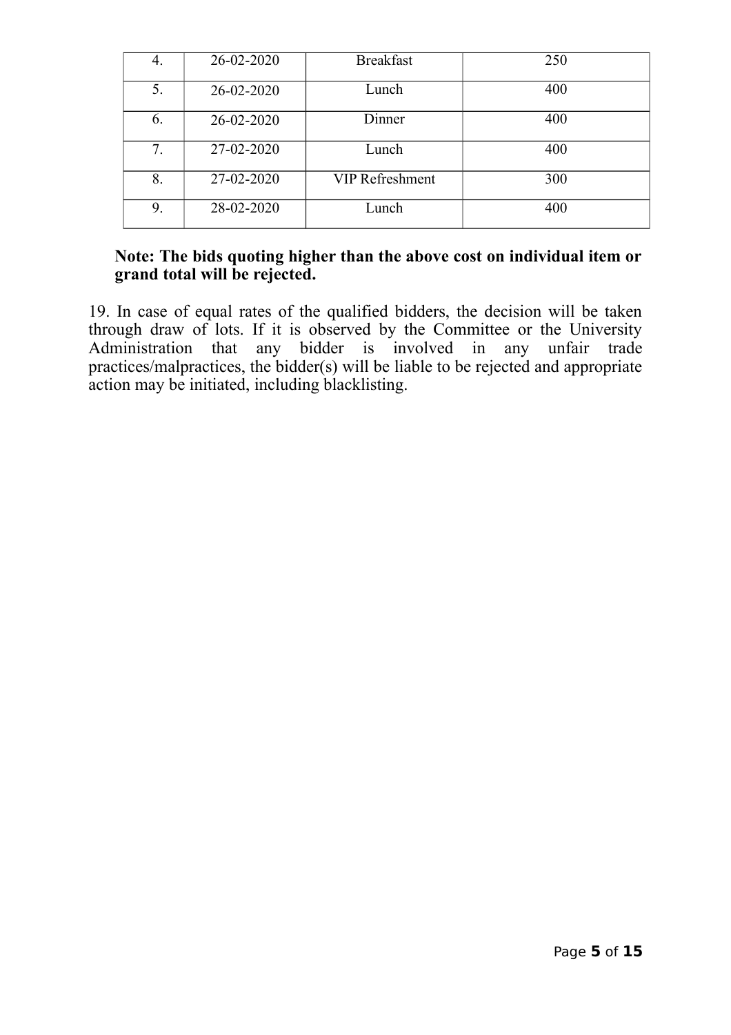| | | | |
|---|---|---|---|
| 4. | 26-02-2020 | Breakfast | 250 |
| 5. | 26-02-2020 | Lunch | 400 |
| 6. | 26-02-2020 | Dinner | 400 |
| 7. | 27-02-2020 | Lunch | 400 |
| 8. | 27-02-2020 | VIP Refreshment | 300 |
| 9. | 28-02-2020 | Lunch | 400 |

**Note: The bids quoting higher than the above cost on individual item or grand total will be rejected.**

19. In case of equal rates of the qualified bidders, the decision will be taken through draw of lots. If it is observed by the Committee or the University Administration that any bidder is involved in any unfair trade practices/malpractices, the bidder(s) will be liable to be rejected and appropriate action may be initiated, including blacklisting.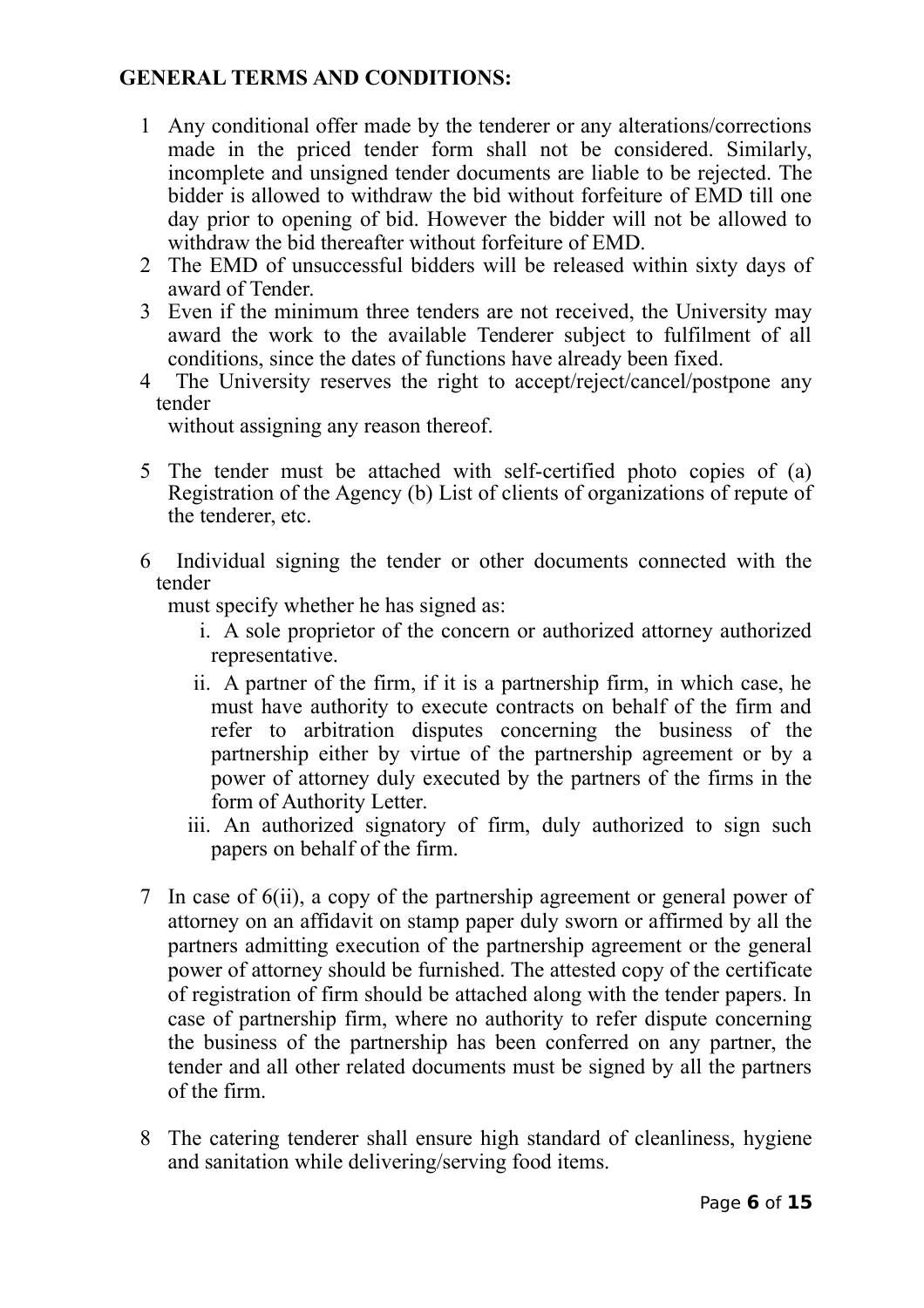**GENERAL TERMS AND CONDITIONS:**

1. Any conditional offer made by the tenderer or any alterations/corrections made in the priced tender form shall not be considered. Similarly, incomplete and unsigned tender documents are liable to be rejected. The bidder is allowed to withdraw the bid without forfeiture of EMD till one day prior to opening of bid. However the bidder will not be allowed to withdraw the bid thereafter without forfeiture of EMD.
2. The EMD of unsuccessful bidders will be released within sixty days of award of Tender.
3. Even if the minimum three tenders are not received, the University may award the work to the available Tenderer subject to fulfilment of all conditions, since the dates of functions have already been fixed.
4. The University reserves the right to accept/reject/cancel/postpone any tender without assigning any reason thereof.
5. The tender must be attached with self-certified photo copies of (a) Registration of the Agency (b) List of clients of organizations of repute of the tenderer, etc.
6. Individual signing the tender or other documents connected with the tender must specify whether he has signed as:
   1. A sole proprietor of the concern or authorized attorney authorized representative.
   2. A partner of the firm, if it is a partnership firm, in which case, he must have authority to execute contracts on behalf of the firm and refer to arbitration disputes concerning the business of the partnership either by virtue of the partnership agreement or by a power of attorney duly executed by the partners of the firms in the form of Authority Letter.
   3. An authorized signatory of firm, duly authorized to sign such papers on behalf of the firm.
7. In case of 6(ii), a copy of the partnership agreement or general power of attorney on an affidavit on stamp paper duly sworn or affirmed by all the partners admitting execution of the partnership agreement or the general power of attorney should be furnished. The attested copy of the certificate of registration of firm should be attached along with the tender papers. In case of partnership firm, where no authority to refer dispute concerning the business of the partnership has been conferred on any partner, the tender and all other related documents must be signed by all the partners of the firm.
8. The catering tenderer shall ensure high standard of cleanliness, hygiene and sanitation while delivering/serving food items.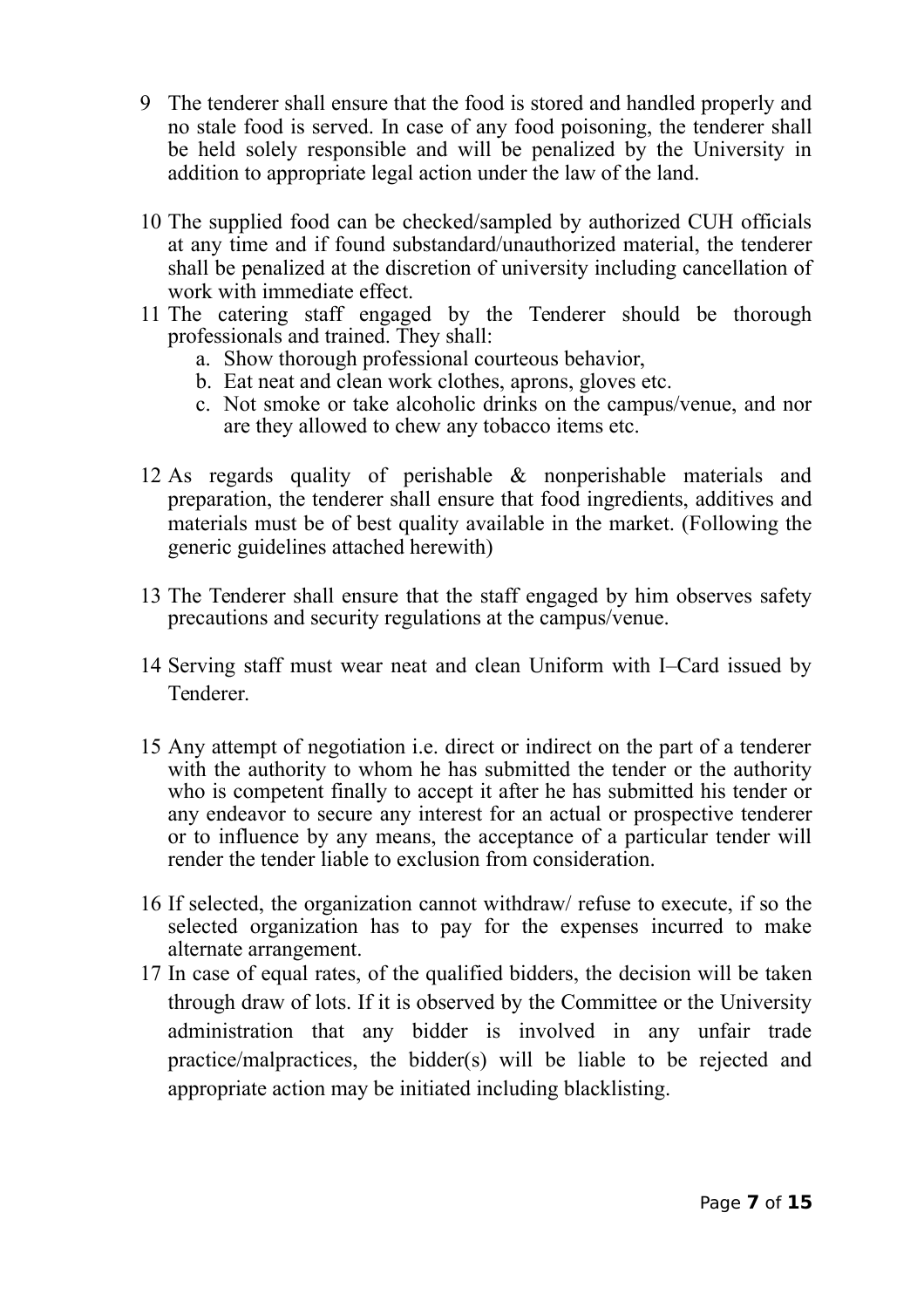9. The tenderer shall ensure that the food is stored and handled properly and no stale food is served. In case of any food poisoning, the tenderer shall be held solely responsible and will be penalized by the University in addition to appropriate legal action under the law of the land.

10. The supplied food can be checked/sampled by authorized CUH officials at any time and if found substandard/unauthorized material, the tenderer shall be penalized at the discretion of university including cancellation of work with immediate effect.
11. The catering staff engaged by the Tenderer should be thorough professionals and trained. They shall:
    a. Show thorough professional courteous behavior,
    b. Eat neat and clean work clothes, aprons, gloves etc.
    c. Not smoke or take alcoholic drinks on the campus/venue, and nor are they allowed to chew any tobacco items etc.

12. As regards quality of perishable & nonperishable materials and preparation, the tenderer shall ensure that food ingredients, additives and materials must be of best quality available in the market. (Following the generic guidelines attached herewith)

13. The Tenderer shall ensure that the staff engaged by him observes safety precautions and security regulations at the campus/venue.

14. Serving staff must wear neat and clean Uniform with I–Card issued by Tenderer.

15. Any attempt of negotiation i.e. direct or indirect on the part of a tenderer with the authority to whom he has submitted the tender or the authority who is competent finally to accept it after he has submitted his tender or any endeavor to secure any interest for an actual or prospective tenderer or to influence by any means, the acceptance of a particular tender will render the tender liable to exclusion from consideration.

16. If selected, the organization cannot withdraw/ refuse to execute, if so the selected organization has to pay for the expenses incurred to make alternate arrangement.
17. In case of equal rates, of the qualified bidders, the decision will be taken through draw of lots. If it is observed by the Committee or the University administration that any bidder is involved in any unfair trade practice/malpractices, the bidder(s) will be liable to be rejected and appropriate action may be initiated including blacklisting.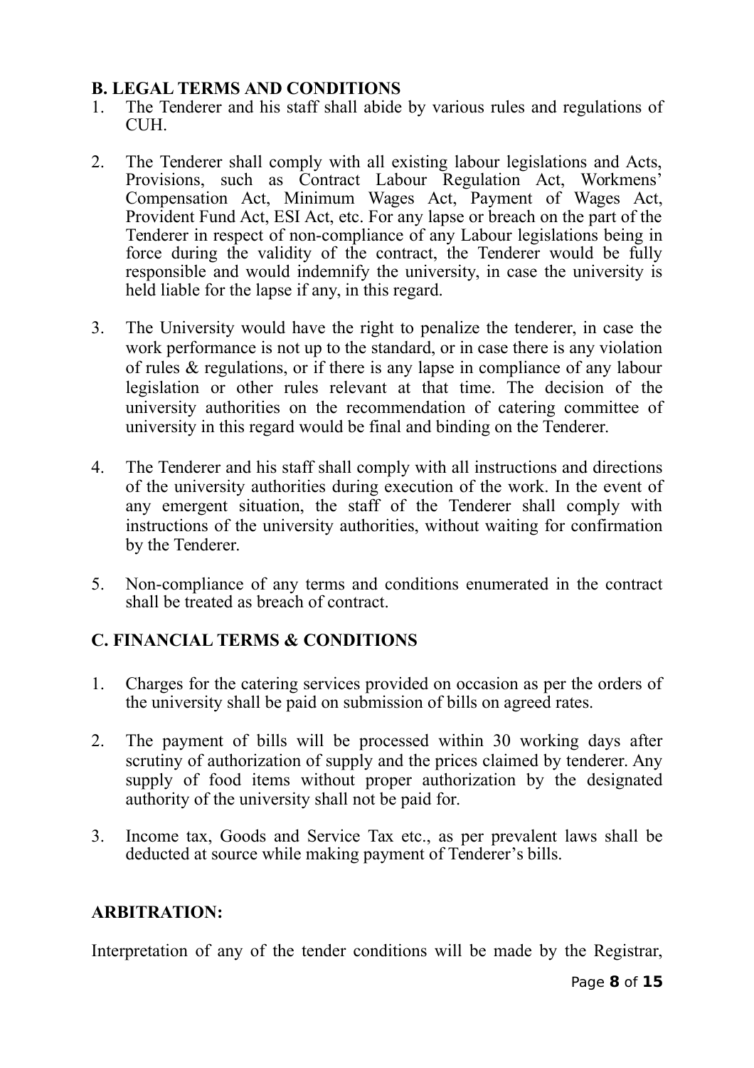**B. LEGAL TERMS AND CONDITIONS**

1. The Tenderer and his staff shall abide by various rules and regulations of CUH.

2. The Tenderer shall comply with all existing labour legislations and Acts, Provisions, such as Contract Labour Regulation Act, Workmens' Compensation Act, Minimum Wages Act, Payment of Wages Act, Provident Fund Act, ESI Act, etc. For any lapse or breach on the part of the Tenderer in respect of non-compliance of any Labour legislations being in force during the validity of the contract, the Tenderer would be fully responsible and would indemnify the university, in case the university is held liable for the lapse if any, in this regard.

3. The University would have the right to penalize the tenderer, in case the work performance is not up to the standard, or in case there is any violation of rules & regulations, or if there is any lapse in compliance of any labour legislation or other rules relevant at that time. The decision of the university authorities on the recommendation of catering committee of university in this regard would be final and binding on the Tenderer.

4. The Tenderer and his staff shall comply with all instructions and directions of the university authorities during execution of the work. In the event of any emergent situation, the staff of the Tenderer shall comply with instructions of the university authorities, without waiting for confirmation by the Tenderer.

5. Non-compliance of any terms and conditions enumerated in the contract shall be treated as breach of contract.

**C. FINANCIAL TERMS & CONDITIONS**

1. Charges for the catering services provided on occasion as per the orders of the university shall be paid on submission of bills on agreed rates.

2. The payment of bills will be processed within 30 working days after scrutiny of authorization of supply and the prices claimed by tenderer. Any supply of food items without proper authorization by the designated authority of the university shall not be paid for.

3. Income tax, Goods and Service Tax etc., as per prevalent laws shall be deducted at source while making payment of Tenderer's bills.

**ARBITRATION:**

Interpretation of any of the tender conditions will be made by the Registrar,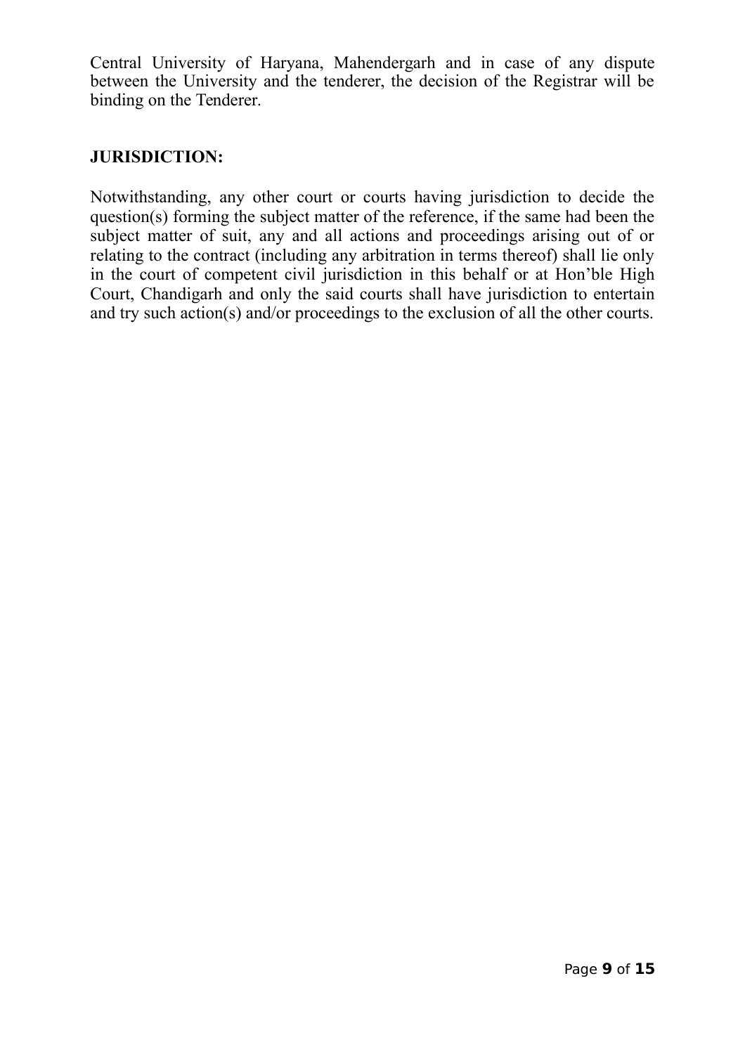Central University of Haryana, Mahendergarh and in case of any dispute between the University and the tenderer, the decision of the Registrar will be binding on the Tenderer.

**JURISDICTION:**

Notwithstanding, any other court or courts having jurisdiction to decide the question(s) forming the subject matter of the reference, if the same had been the subject matter of suit, any and all actions and proceedings arising out of or relating to the contract (including any arbitration in terms thereof) shall lie only in the court of competent civil jurisdiction in this behalf or at Hon'ble High Court, Chandigarh and only the said courts shall have jurisdiction to entertain and try such action(s) and/or proceedings to the exclusion of all the other courts.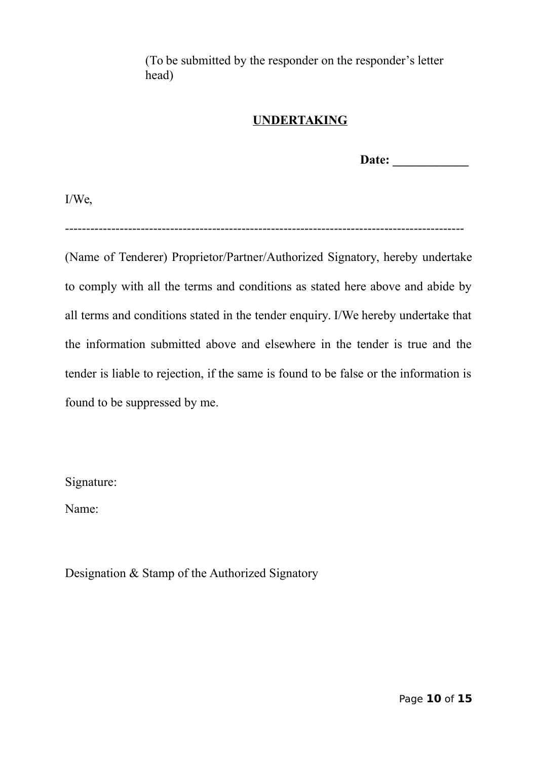(To be submitted by the responder on the responder's letter head)

## UNDERTAKING

**Date: \_\_\_\_\_\_\_\_\_\_\_\_**

I/We,

-------------------------------------------------------------------------------------------

(Name of Tenderer) Proprietor/Partner/Authorized Signatory, hereby undertake to comply with all the terms and conditions as stated here above and abide by all terms and conditions stated in the tender enquiry. I/We hereby undertake that the information submitted above and elsewhere in the tender is true and the tender is liable to rejection, if the same is found to be false or the information is found to be suppressed by me.

Signature:

Name:

Designation & Stamp of the Authorized Signatory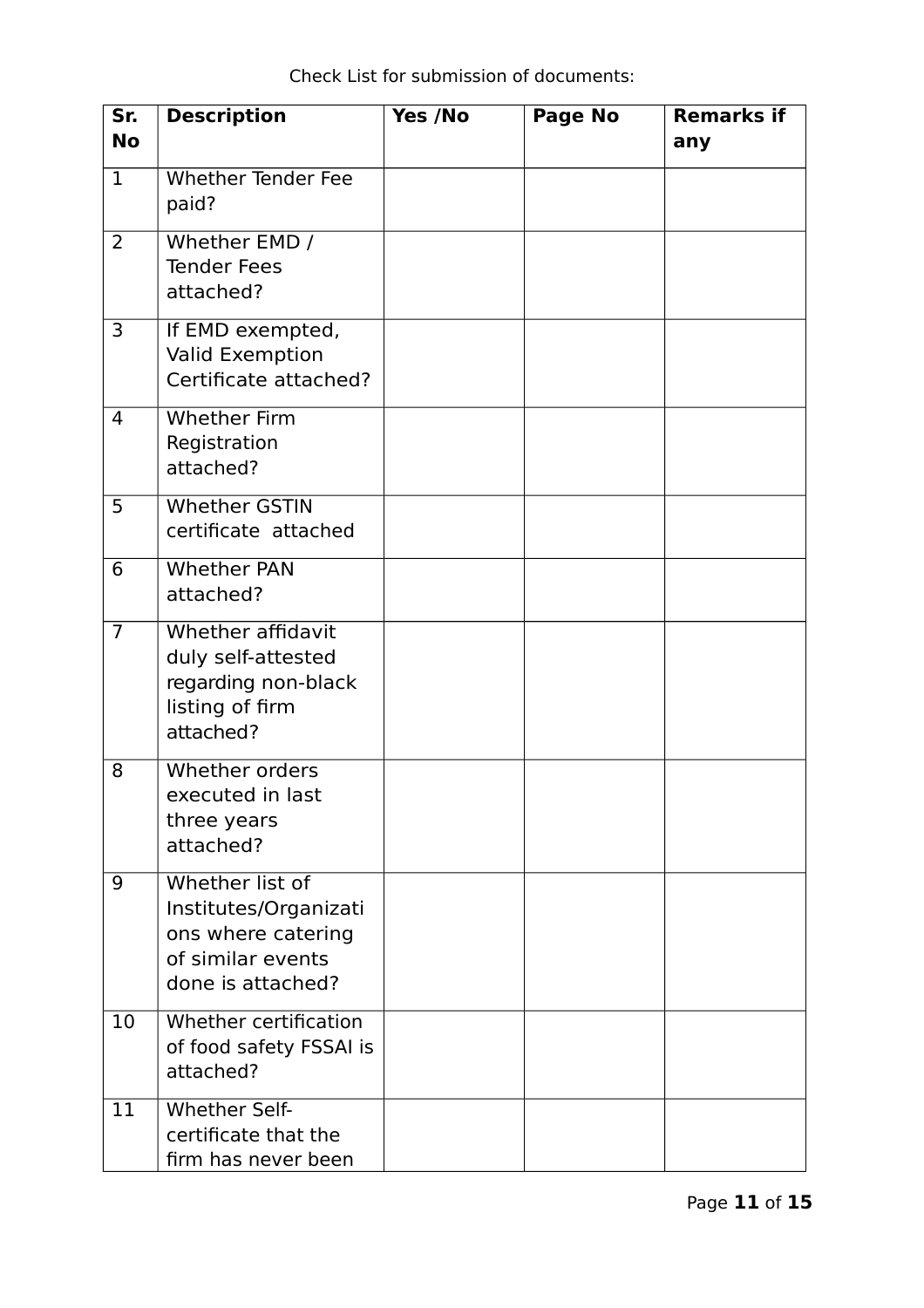Check List for submission of documents:

| Sr. No | Description | Yes /No | Page No | Remarks if any |
|---|---|---|---|---|
| 1 | Whether Tender Fee paid? | | | |
| 2 | Whether EMD / Tender Fees attached? | | | |
| 3 | If EMD exempted, Valid Exemption Certificate attached? | | | |
| 4 | Whether Firm Registration attached? | | | |
| 5 | Whether GSTIN certificate attached | | | |
| 6 | Whether PAN attached? | | | |
| 7 | Whether affidavit duly self-attested regarding non-black listing of firm attached? | | | |
| 8 | Whether orders executed in last three years attached? | | | |
| 9 | Whether list of Institutes/Organizations where catering of similar events done is attached? | | | |
| 10 | Whether certification of food safety FSSAI is attached? | | | |
| 11 | Whether Self-certificate that the firm has never been | | | |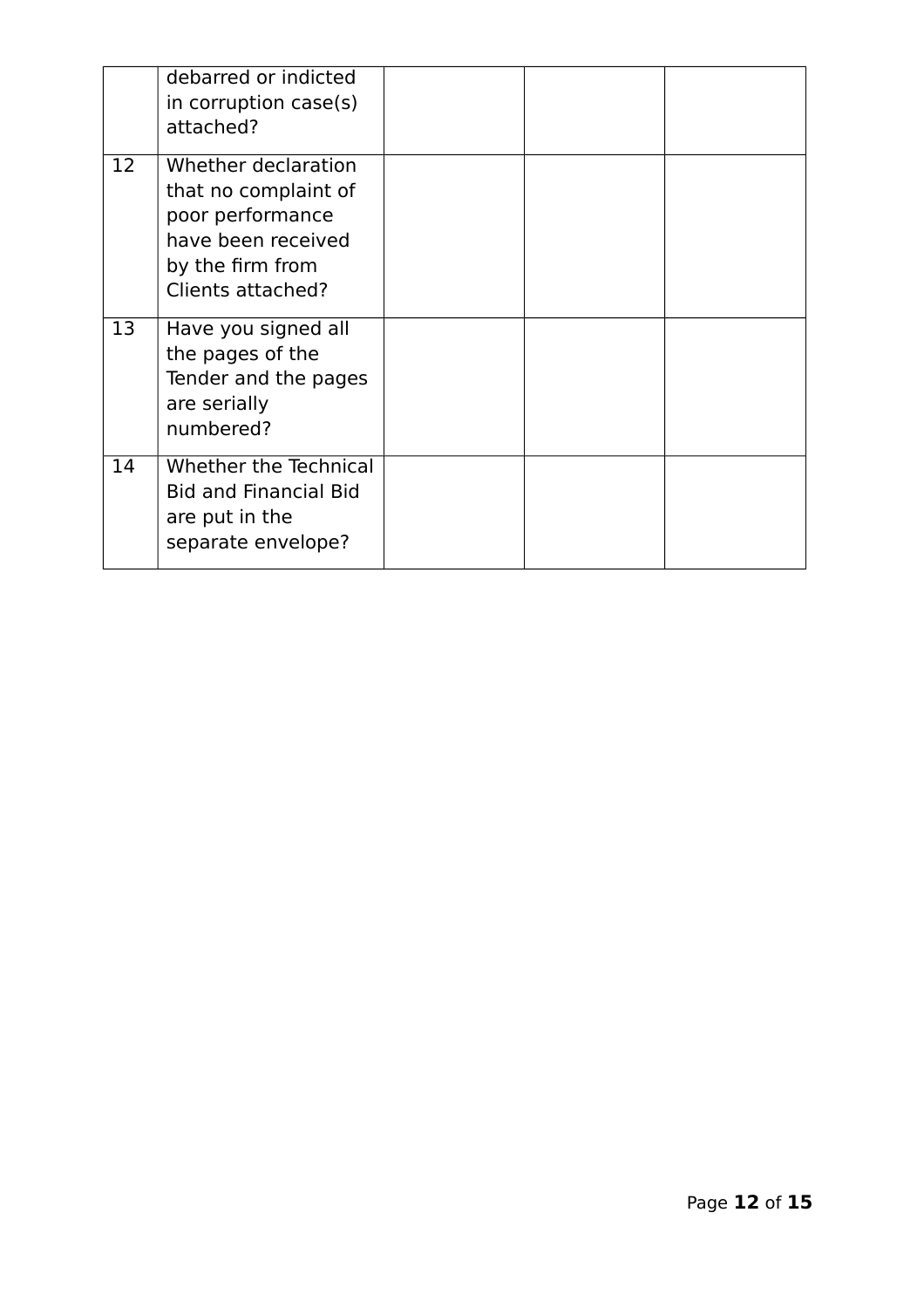| | | | | |
|---|---|---|---|---|
| | debarred or indicted in corruption case(s) attached? | | | |
| 12 | Whether declaration that no complaint of poor performance have been received by the firm from Clients attached? | | | |
| 13 | Have you signed all the pages of the Tender and the pages are serially numbered? | | | |
| 14 | Whether the Technical Bid and Financial Bid are put in the separate envelope? | | | |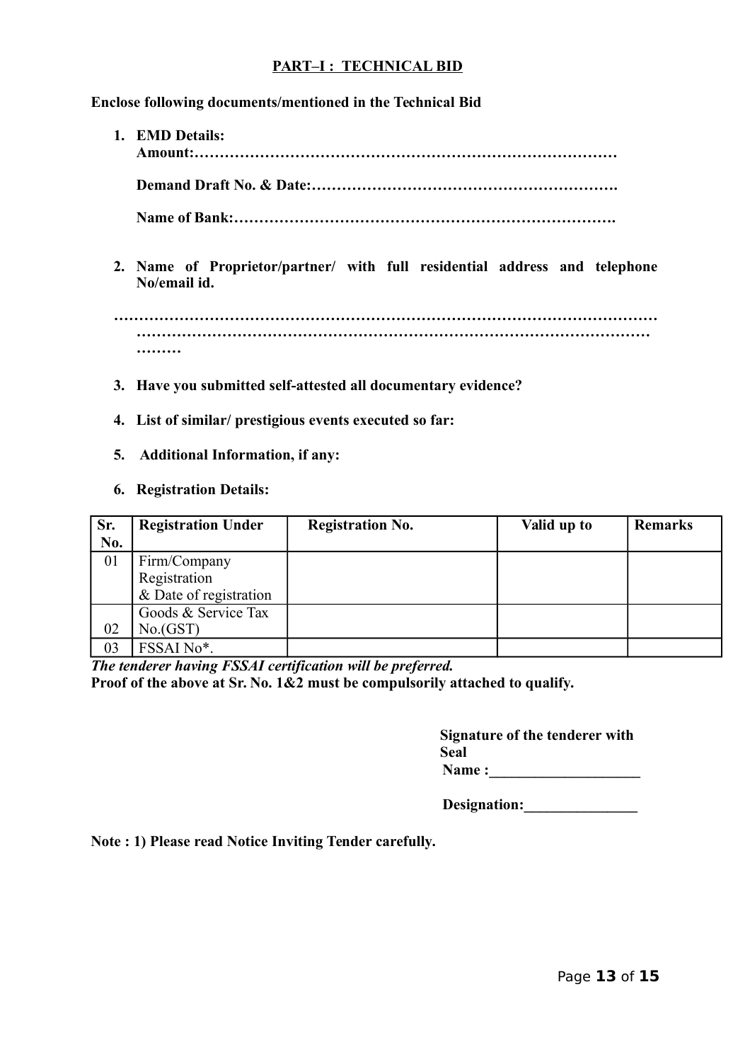## PART–I : TECHNICAL BID

**Enclose following documents/mentioned in the Technical Bid**

1. **EMD Details:**
   **Amount:…………………………………………………………………………**

   **Demand Draft No. & Date:…………………………………………………….**

   **Name of Bank:………………………………………………………………….**

2. **Name of Proprietor/partner/ with full residential address and telephone No/email id.**

   **………………………………………………………………………………………………………………………………………………………………………………………………………**

3. **Have you submitted self-attested all documentary evidence?**

4. **List of similar/ prestigious events executed so far:**

5. **Additional Information, if any:**

6. **Registration Details:**

| Sr. No. | Registration Under | Registration No. | Valid up to | Remarks |
|---|---|---|---|---|
| 01 | Firm/Company Registration & Date of registration | | | |
| 02 | Goods & Service Tax No.(GST) | | | |
| 03 | FSSAI No*. | | | |

***The tenderer having FSSAI certification will be preferred.***

**Proof of the above at Sr. No. 1&2 must be compulsorily attached to qualify.**

**Signature of the tenderer with Seal**

**Name :____________________**

**Designation:_______________**

**Note : 1) Please read Notice Inviting Tender carefully.**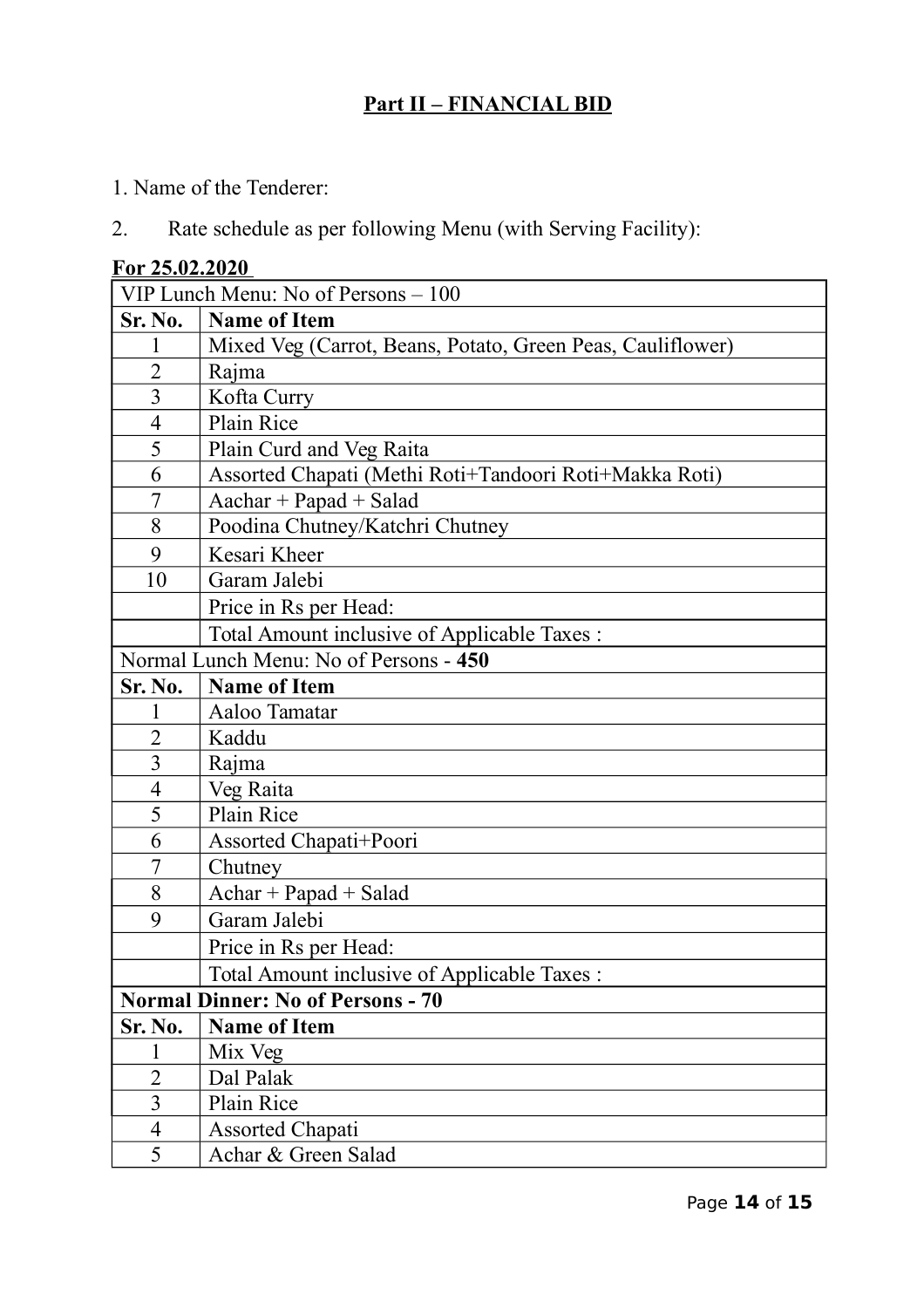## Part II – FINANCIAL BID

1. Name of the Tenderer:

2. Rate schedule as per following Menu (with Serving Facility):

**For 25.02.2020**

| VIP Lunch Menu: No of Persons – 100 | |
|---|---|
| **Sr. No.** | **Name of Item** |
| 1 | Mixed Veg (Carrot, Beans, Potato, Green Peas, Cauliflower) |
| 2 | Rajma |
| 3 | Kofta Curry |
| 4 | Plain Rice |
| 5 | Plain Curd and Veg Raita |
| 6 | Assorted Chapati (Methi Roti+Tandoori Roti+Makka Roti) |
| 7 | Aachar + Papad + Salad |
| 8 | Poodina Chutney/Katchri Chutney |
| 9 | Kesari Kheer |
| 10 | Garam Jalebi |
| | Price in Rs per Head: |
| | Total Amount inclusive of Applicable Taxes : |
| Normal Lunch Menu: No of Persons - **450** | |
| **Sr. No.** | **Name of Item** |
| 1 | Aaloo Tamatar |
| 2 | Kaddu |
| 3 | Rajma |
| 4 | Veg Raita |
| 5 | Plain Rice |
| 6 | Assorted Chapati+Poori |
| 7 | Chutney |
| 8 | Achar + Papad + Salad |
| 9 | Garam Jalebi |
| | Price in Rs per Head: |
| | Total Amount inclusive of Applicable Taxes : |
| **Normal Dinner: No of Persons - 70** | |
| **Sr. No.** | **Name of Item** |
| 1 | Mix Veg |
| 2 | Dal Palak |
| 3 | Plain Rice |
| 4 | Assorted Chapati |
| 5 | Achar & Green Salad |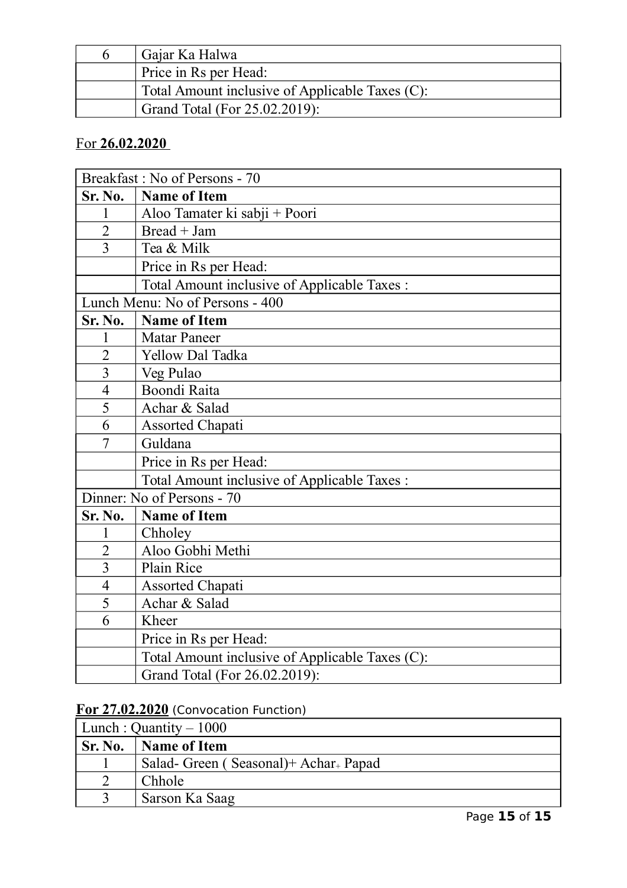| | |
|---|---|
| 6 | Gajar Ka Halwa |
| | Price in Rs per Head: |
| | Total Amount inclusive of Applicable Taxes (C): |
| | Grand Total (For 25.02.2019): |

For **26.02.2020**

| Breakfast : No of Persons - 70 | |
|---|---|
| **Sr. No.** | **Name of Item** |
| 1 | Aloo Tamater ki sabji + Poori |
| 2 | Bread + Jam |
| 3 | Tea & Milk |
| | Price in Rs per Head: |
| | Total Amount inclusive of Applicable Taxes : |
| Lunch Menu: No of Persons - 400 | |
| **Sr. No.** | **Name of Item** |
| 1 | Matar Paneer |
| 2 | Yellow Dal Tadka |
| 3 | Veg Pulao |
| 4 | Boondi Raita |
| 5 | Achar & Salad |
| 6 | Assorted Chapati |
| 7 | Guldana |
| | Price in Rs per Head: |
| | Total Amount inclusive of Applicable Taxes : |
| Dinner: No of Persons - 70 | |
| **Sr. No.** | **Name of Item** |
| 1 | Chholey |
| 2 | Aloo Gobhi Methi |
| 3 | Plain Rice |
| 4 | Assorted Chapati |
| 5 | Achar & Salad |
| 6 | Kheer |
| | Price in Rs per Head: |
| | Total Amount inclusive of Applicable Taxes (C): |
| | Grand Total (For 26.02.2019): |

**For 27.02.2020** (Convocation Function)

| Lunch : Quantity – 1000 | |
|---|---|
| **Sr. No.** | **Name of Item** |
| 1 | Salad- Green ( Seasonal)+ Achar+ Papad |
| 2 | Chhole |
| 3 | Sarson Ka Saag |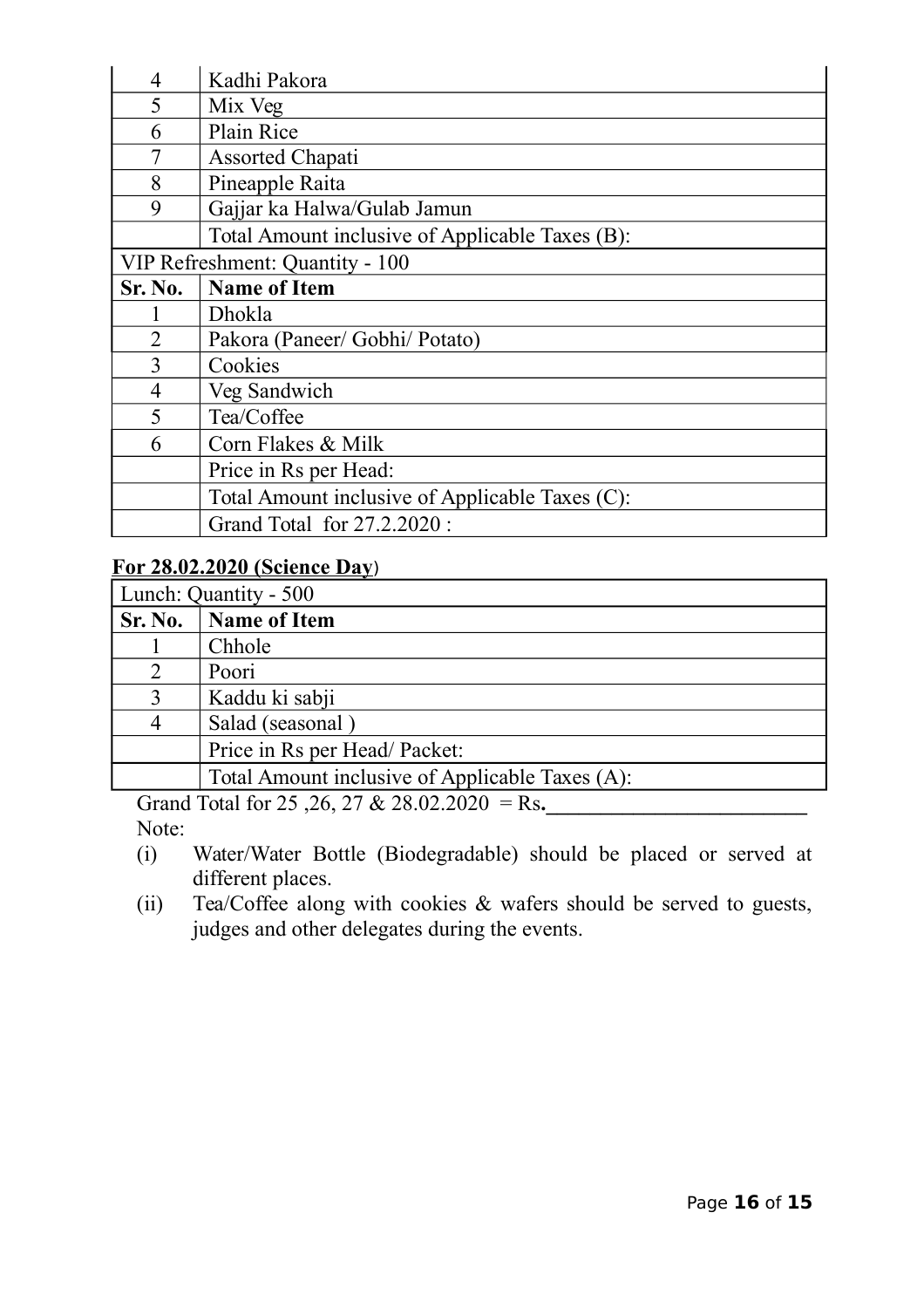| | |
|---|---|
| 4 | Kadhi Pakora |
| 5 | Mix Veg |
| 6 | Plain Rice |
| 7 | Assorted Chapati |
| 8 | Pineapple Raita |
| 9 | Gajjar ka Halwa/Gulab Jamun |
| | Total Amount inclusive of Applicable Taxes (B): |
| VIP Refreshment: Quantity - 100 | |
| **Sr. No.** | **Name of Item** |
| 1 | Dhokla |
| 2 | Pakora (Paneer/ Gobhi/ Potato) |
| 3 | Cookies |
| 4 | Veg Sandwich |
| 5 | Tea/Coffee |
| 6 | Corn Flakes & Milk |
| | Price in Rs per Head: |
| | Total Amount inclusive of Applicable Taxes (C): |
| | Grand Total for 27.2.2020 : |

**For 28.02.2020 (Science Day)**

| Lunch: Quantity - 500 | |
|---|---|
| **Sr. No.** | **Name of Item** |
| 1 | Chhole |
| 2 | Poori |
| 3 | Kaddu ki sabji |
| 4 | Salad (seasonal ) |
| | Price in Rs per Head/ Packet: |
| | Total Amount inclusive of Applicable Taxes (A): |

Grand Total for 25 ,26, 27 & 28.02.2020 = Rs.________________________

Note:

(i) Water/Water Bottle (Biodegradable) should be placed or served at different places.

(ii) Tea/Coffee along with cookies & wafers should be served to guests, judges and other delegates during the events.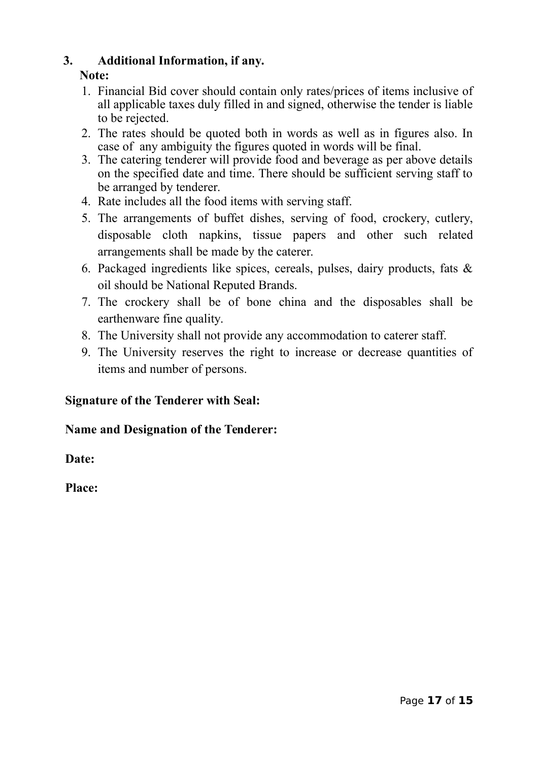**3. Additional Information, if any.**

**Note:**

1. Financial Bid cover should contain only rates/prices of items inclusive of all applicable taxes duly filled in and signed, otherwise the tender is liable to be rejected.
2. The rates should be quoted both in words as well as in figures also. In case of any ambiguity the figures quoted in words will be final.
3. The catering tenderer will provide food and beverage as per above details on the specified date and time. There should be sufficient serving staff to be arranged by tenderer.
4. Rate includes all the food items with serving staff.
5. The arrangements of buffet dishes, serving of food, crockery, cutlery, disposable cloth napkins, tissue papers and other such related arrangements shall be made by the caterer.
6. Packaged ingredients like spices, cereals, pulses, dairy products, fats & oil should be National Reputed Brands.
7. The crockery shall be of bone china and the disposables shall be earthenware fine quality.
8. The University shall not provide any accommodation to caterer staff.
9. The University reserves the right to increase or decrease quantities of items and number of persons.

**Signature of the Tenderer with Seal:**

**Name and Designation of the Tenderer:**

**Date:**

**Place:**